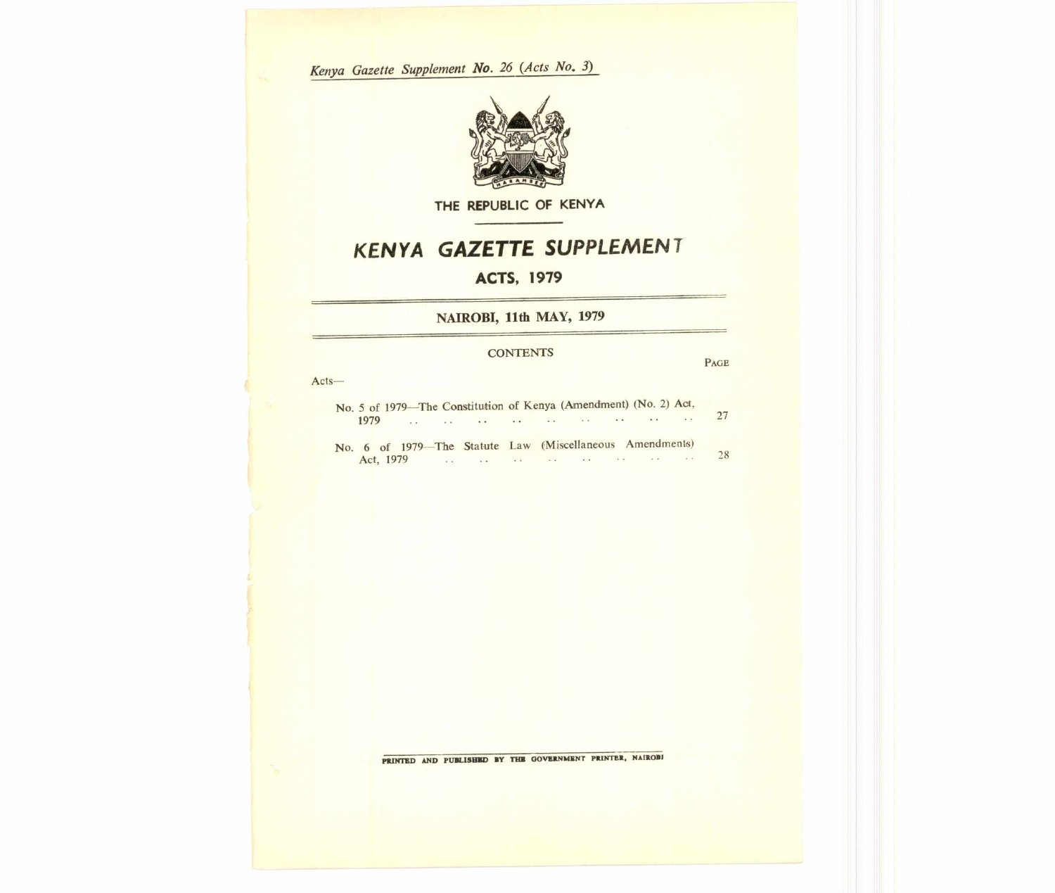*Kenya Gazette Supplement No. 26 (Acts No. 3)*

THE REPUBLIC OF KENYA

# KENYA GAZETTE SUPPLEMENT

## ACTS, 1979

### NAIROBI, 11th MAY, 1979

CONTENTS

| | PAGE |
|---|---|
| Acts— | |
| No. 5 of 1979—The Constitution of Kenya (Amendment) (No. 2) Act, 1979 | 27 |
| No. 6 of 1979—The Statute Law (Miscellaneous Amendments) Act, 1979 | 28 |

PRINTED AND PUBLISHED BY THE GOVERNMENT PRINTER, NAIROBI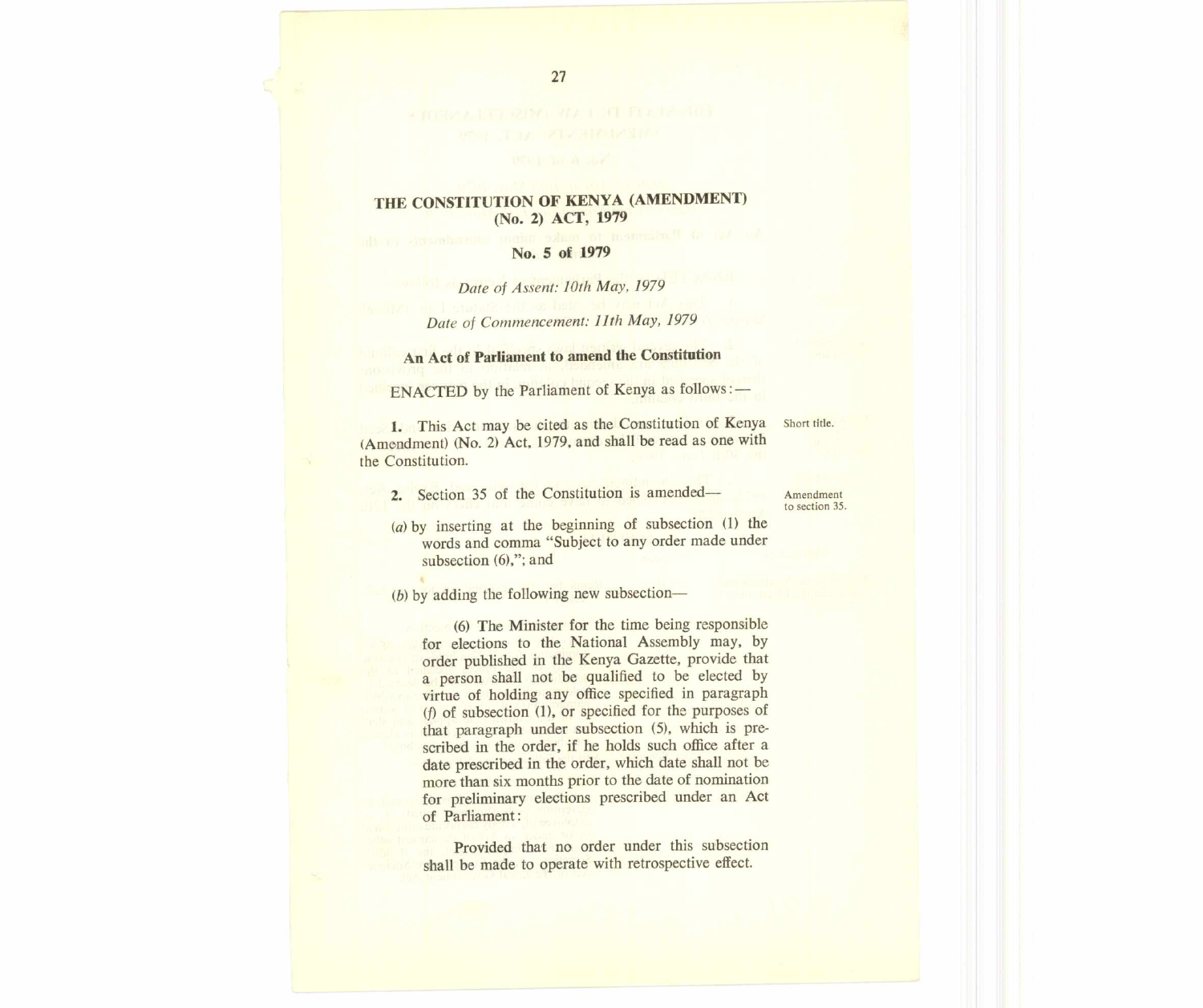# THE CONSTITUTION OF KENYA (AMENDMENT) (No. 2) ACT, 1979

## No. 5 of 1979

*Date of Assent: 10th May, 1979*

*Date of Commencement: 11th May, 1979*

**An Act of Parliament to amend the Constitution**

ENACTED by the Parliament of Kenya as follows:—

Short title.

**1.** This Act may be cited as the Constitution of Kenya (Amendment) (No. 2) Act, 1979, and shall be read as one with the Constitution.

Amendment to section 35.

**2.** Section 35 of the Constitution is amended—

(*a*) by inserting at the beginning of subsection (1) the words and comma "Subject to any order made under subsection (6),"; and

(*b*) by adding the following new subsection—

(6) The Minister for the time being responsible for elections to the National Assembly may, by order published in the Kenya Gazette, provide that a person shall not be qualified to be elected by virtue of holding any office specified in paragraph (*f*) of subsection (1), or specified for the purposes of that paragraph under subsection (5), which is prescribed in the order, if he holds such office after a date prescribed in the order, which date shall not be more than six months prior to the date of nomination for preliminary elections prescribed under an Act of Parliament:

Provided that no order under this subsection shall be made to operate with retrospective effect.